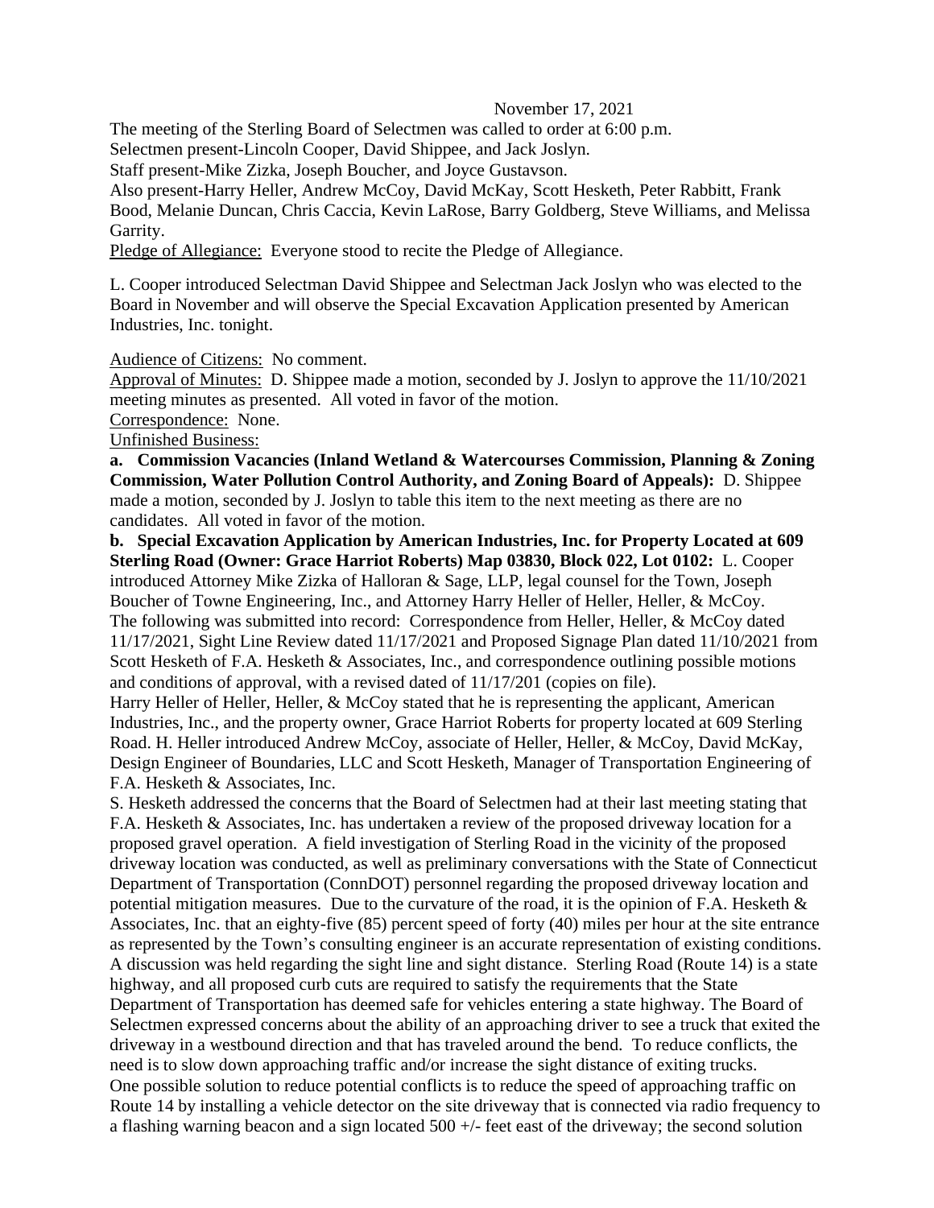November 17, 2021

The meeting of the Sterling Board of Selectmen was called to order at 6:00 p.m.
Selectmen present-Lincoln Cooper, David Shippee, and Jack Joslyn.
Staff present-Mike Zizka, Joseph Boucher, and Joyce Gustavson.
Also present-Harry Heller, Andrew McCoy, David McKay, Scott Hesketh, Peter Rabbitt, Frank Bood, Melanie Duncan, Chris Caccia, Kevin LaRose, Barry Goldberg, Steve Williams, and Melissa Garrity.

Pledge of Allegiance: Everyone stood to recite the Pledge of Allegiance.

L. Cooper introduced Selectman David Shippee and Selectman Jack Joslyn who was elected to the Board in November and will observe the Special Excavation Application presented by American Industries, Inc. tonight.

Audience of Citizens: No comment.
Approval of Minutes: D. Shippee made a motion, seconded by J. Joslyn to approve the 11/10/2021 meeting minutes as presented. All voted in favor of the motion.
Correspondence: None.
Unfinished Business:

**a. Commission Vacancies (Inland Wetland & Watercourses Commission, Planning & Zoning Commission, Water Pollution Control Authority, and Zoning Board of Appeals):** D. Shippee made a motion, seconded by J. Joslyn to table this item to the next meeting as there are no candidates. All voted in favor of the motion.

**b. Special Excavation Application by American Industries, Inc. for Property Located at 609 Sterling Road (Owner: Grace Harriot Roberts) Map 03830, Block 022, Lot 0102:** L. Cooper introduced Attorney Mike Zizka of Halloran & Sage, LLP, legal counsel for the Town, Joseph Boucher of Towne Engineering, Inc., and Attorney Harry Heller of Heller, Heller, & McCoy.
The following was submitted into record: Correspondence from Heller, Heller, & McCoy dated 11/17/2021, Sight Line Review dated 11/17/2021 and Proposed Signage Plan dated 11/10/2021 from Scott Hesketh of F.A. Hesketh & Associates, Inc., and correspondence outlining possible motions and conditions of approval, with a revised dated of 11/17/201 (copies on file).
Harry Heller of Heller, Heller, & McCoy stated that he is representing the applicant, American Industries, Inc., and the property owner, Grace Harriot Roberts for property located at 609 Sterling Road. H. Heller introduced Andrew McCoy, associate of Heller, Heller, & McCoy, David McKay, Design Engineer of Boundaries, LLC and Scott Hesketh, Manager of Transportation Engineering of F.A. Hesketh & Associates, Inc.
S. Hesketh addressed the concerns that the Board of Selectmen had at their last meeting stating that F.A. Hesketh & Associates, Inc. has undertaken a review of the proposed driveway location for a proposed gravel operation. A field investigation of Sterling Road in the vicinity of the proposed driveway location was conducted, as well as preliminary conversations with the State of Connecticut Department of Transportation (ConnDOT) personnel regarding the proposed driveway location and potential mitigation measures. Due to the curvature of the road, it is the opinion of F.A. Hesketh & Associates, Inc. that an eighty-five (85) percent speed of forty (40) miles per hour at the site entrance as represented by the Town's consulting engineer is an accurate representation of existing conditions. A discussion was held regarding the sight line and sight distance. Sterling Road (Route 14) is a state highway, and all proposed curb cuts are required to satisfy the requirements that the State Department of Transportation has deemed safe for vehicles entering a state highway. The Board of Selectmen expressed concerns about the ability of an approaching driver to see a truck that exited the driveway in a westbound direction and that has traveled around the bend. To reduce conflicts, the need is to slow down approaching traffic and/or increase the sight distance of exiting trucks.
One possible solution to reduce potential conflicts is to reduce the speed of approaching traffic on Route 14 by installing a vehicle detector on the site driveway that is connected via radio frequency to a flashing warning beacon and a sign located 500 +/- feet east of the driveway; the second solution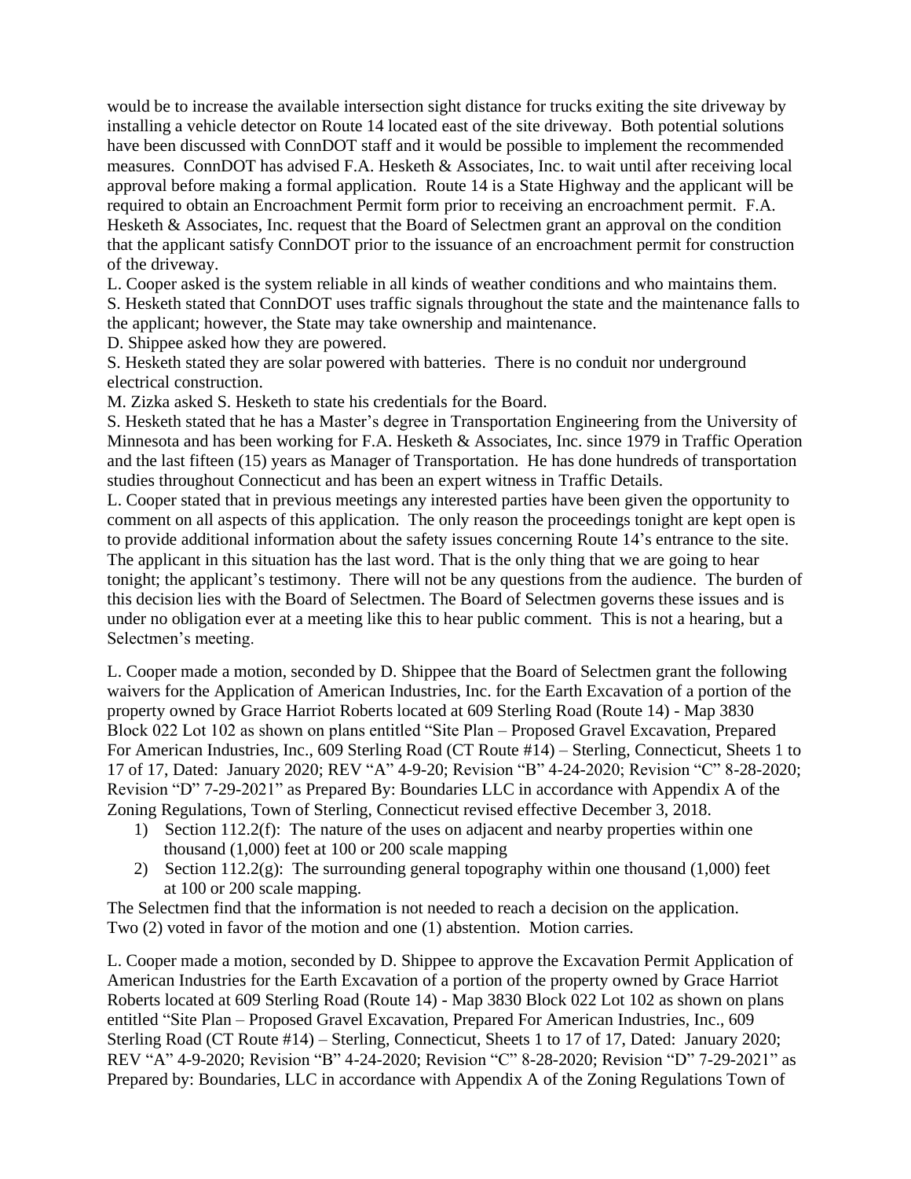would be to increase the available intersection sight distance for trucks exiting the site driveway by installing a vehicle detector on Route 14 located east of the site driveway. Both potential solutions have been discussed with ConnDOT staff and it would be possible to implement the recommended measures. ConnDOT has advised F.A. Hesketh & Associates, Inc. to wait until after receiving local approval before making a formal application. Route 14 is a State Highway and the applicant will be required to obtain an Encroachment Permit form prior to receiving an encroachment permit. F.A. Hesketh & Associates, Inc. request that the Board of Selectmen grant an approval on the condition that the applicant satisfy ConnDOT prior to the issuance of an encroachment permit for construction of the driveway.

L. Cooper asked is the system reliable in all kinds of weather conditions and who maintains them.

S. Hesketh stated that ConnDOT uses traffic signals throughout the state and the maintenance falls to the applicant; however, the State may take ownership and maintenance.

D. Shippee asked how they are powered.

S. Hesketh stated they are solar powered with batteries. There is no conduit nor underground electrical construction.

M. Zizka asked S. Hesketh to state his credentials for the Board.

S. Hesketh stated that he has a Master's degree in Transportation Engineering from the University of Minnesota and has been working for F.A. Hesketh & Associates, Inc. since 1979 in Traffic Operation and the last fifteen (15) years as Manager of Transportation. He has done hundreds of transportation studies throughout Connecticut and has been an expert witness in Traffic Details.

L. Cooper stated that in previous meetings any interested parties have been given the opportunity to comment on all aspects of this application. The only reason the proceedings tonight are kept open is to provide additional information about the safety issues concerning Route 14's entrance to the site. The applicant in this situation has the last word. That is the only thing that we are going to hear tonight; the applicant's testimony. There will not be any questions from the audience. The burden of this decision lies with the Board of Selectmen. The Board of Selectmen governs these issues and is under no obligation ever at a meeting like this to hear public comment. This is not a hearing, but a Selectmen's meeting.

L. Cooper made a motion, seconded by D. Shippee that the Board of Selectmen grant the following waivers for the Application of American Industries, Inc. for the Earth Excavation of a portion of the property owned by Grace Harriot Roberts located at 609 Sterling Road (Route 14) - Map 3830 Block 022 Lot 102 as shown on plans entitled "Site Plan – Proposed Gravel Excavation, Prepared For American Industries, Inc., 609 Sterling Road (CT Route #14) – Sterling, Connecticut, Sheets 1 to 17 of 17, Dated: January 2020; REV "A" 4-9-20; Revision "B" 4-24-2020; Revision "C" 8-28-2020; Revision "D" 7-29-2021" as Prepared By: Boundaries LLC in accordance with Appendix A of the Zoning Regulations, Town of Sterling, Connecticut revised effective December 3, 2018.

1) Section 112.2(f): The nature of the uses on adjacent and nearby properties within one thousand (1,000) feet at 100 or 200 scale mapping
2) Section 112.2(g): The surrounding general topography within one thousand (1,000) feet at 100 or 200 scale mapping.

The Selectmen find that the information is not needed to reach a decision on the application. Two (2) voted in favor of the motion and one (1) abstention. Motion carries.

L. Cooper made a motion, seconded by D. Shippee to approve the Excavation Permit Application of American Industries for the Earth Excavation of a portion of the property owned by Grace Harriot Roberts located at 609 Sterling Road (Route 14) - Map 3830 Block 022 Lot 102 as shown on plans entitled "Site Plan – Proposed Gravel Excavation, Prepared For American Industries, Inc., 609 Sterling Road (CT Route #14) – Sterling, Connecticut, Sheets 1 to 17 of 17, Dated: January 2020; REV "A" 4-9-2020; Revision "B" 4-24-2020; Revision "C" 8-28-2020; Revision "D" 7-29-2021" as Prepared by: Boundaries, LLC in accordance with Appendix A of the Zoning Regulations Town of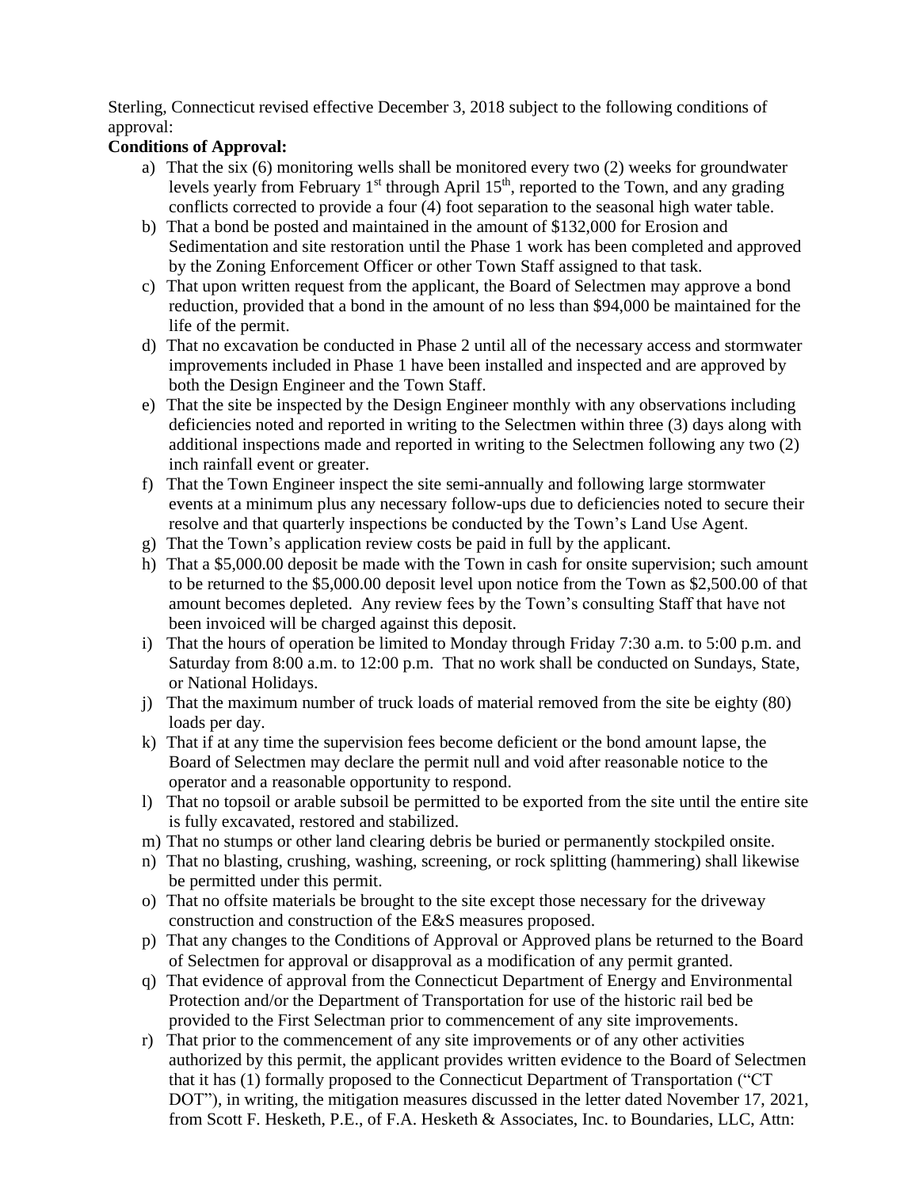Sterling, Connecticut revised effective December 3, 2018 subject to the following conditions of approval:

**Conditions of Approval:**

a) That the six (6) monitoring wells shall be monitored every two (2) weeks for groundwater levels yearly from February 1st through April 15th, reported to the Town, and any grading conflicts corrected to provide a four (4) foot separation to the seasonal high water table.

b) That a bond be posted and maintained in the amount of $132,000 for Erosion and Sedimentation and site restoration until the Phase 1 work has been completed and approved by the Zoning Enforcement Officer or other Town Staff assigned to that task.

c) That upon written request from the applicant, the Board of Selectmen may approve a bond reduction, provided that a bond in the amount of no less than $94,000 be maintained for the life of the permit.

d) That no excavation be conducted in Phase 2 until all of the necessary access and stormwater improvements included in Phase 1 have been installed and inspected and are approved by both the Design Engineer and the Town Staff.

e) That the site be inspected by the Design Engineer monthly with any observations including deficiencies noted and reported in writing to the Selectmen within three (3) days along with additional inspections made and reported in writing to the Selectmen following any two (2) inch rainfall event or greater.

f) That the Town Engineer inspect the site semi-annually and following large stormwater events at a minimum plus any necessary follow-ups due to deficiencies noted to secure their resolve and that quarterly inspections be conducted by the Town's Land Use Agent.

g) That the Town's application review costs be paid in full by the applicant.

h) That a $5,000.00 deposit be made with the Town in cash for onsite supervision; such amount to be returned to the $5,000.00 deposit level upon notice from the Town as $2,500.00 of that amount becomes depleted. Any review fees by the Town's consulting Staff that have not been invoiced will be charged against this deposit.

i) That the hours of operation be limited to Monday through Friday 7:30 a.m. to 5:00 p.m. and Saturday from 8:00 a.m. to 12:00 p.m. That no work shall be conducted on Sundays, State, or National Holidays.

j) That the maximum number of truck loads of material removed from the site be eighty (80) loads per day.

k) That if at any time the supervision fees become deficient or the bond amount lapse, the Board of Selectmen may declare the permit null and void after reasonable notice to the operator and a reasonable opportunity to respond.

l) That no topsoil or arable subsoil be permitted to be exported from the site until the entire site is fully excavated, restored and stabilized.

m) That no stumps or other land clearing debris be buried or permanently stockpiled onsite.

n) That no blasting, crushing, washing, screening, or rock splitting (hammering) shall likewise be permitted under this permit.

o) That no offsite materials be brought to the site except those necessary for the driveway construction and construction of the E&S measures proposed.

p) That any changes to the Conditions of Approval or Approved plans be returned to the Board of Selectmen for approval or disapproval as a modification of any permit granted.

q) That evidence of approval from the Connecticut Department of Energy and Environmental Protection and/or the Department of Transportation for use of the historic rail bed be provided to the First Selectman prior to commencement of any site improvements.

r) That prior to the commencement of any site improvements or of any other activities authorized by this permit, the applicant provides written evidence to the Board of Selectmen that it has (1) formally proposed to the Connecticut Department of Transportation ("CT DOT"), in writing, the mitigation measures discussed in the letter dated November 17, 2021, from Scott F. Hesketh, P.E., of F.A. Hesketh & Associates, Inc. to Boundaries, LLC, Attn: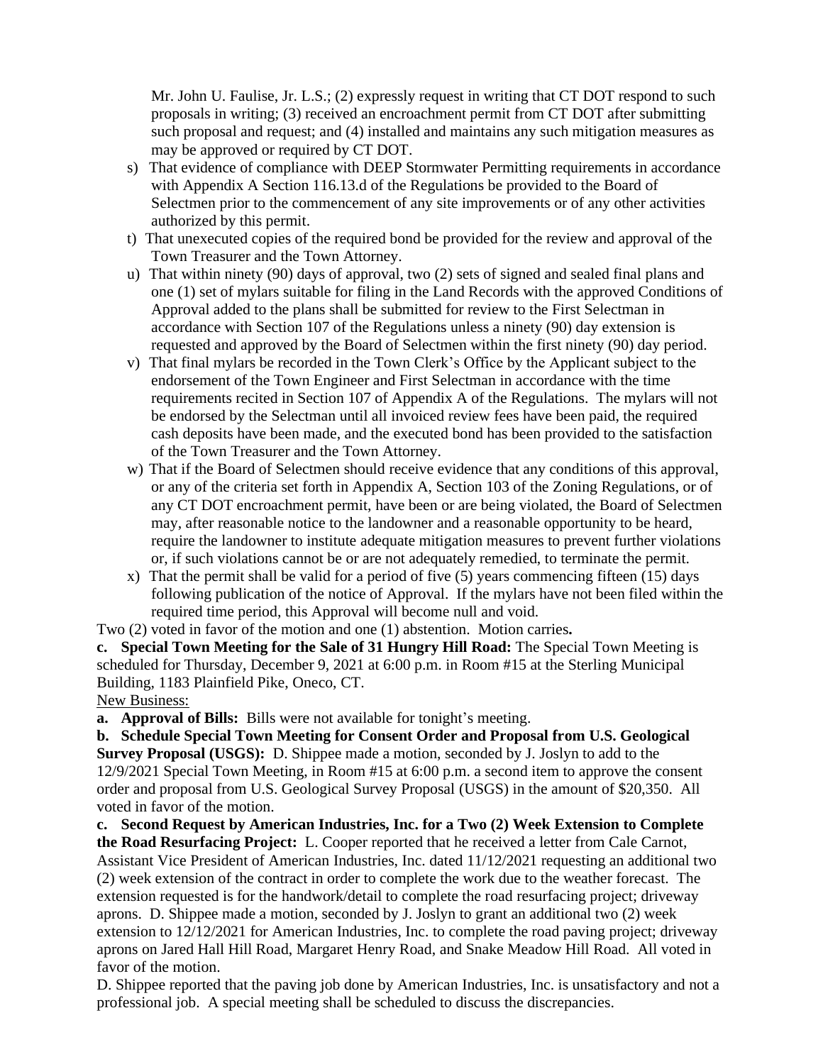Mr. John U. Faulise, Jr. L.S.; (2) expressly request in writing that CT DOT respond to such proposals in writing; (3) received an encroachment permit from CT DOT after submitting such proposal and request; and (4) installed and maintains any such mitigation measures as may be approved or required by CT DOT.

s) That evidence of compliance with DEEP Stormwater Permitting requirements in accordance with Appendix A Section 116.13.d of the Regulations be provided to the Board of Selectmen prior to the commencement of any site improvements or of any other activities authorized by this permit.

t) That unexecuted copies of the required bond be provided for the review and approval of the Town Treasurer and the Town Attorney.

u) That within ninety (90) days of approval, two (2) sets of signed and sealed final plans and one (1) set of mylars suitable for filing in the Land Records with the approved Conditions of Approval added to the plans shall be submitted for review to the First Selectman in accordance with Section 107 of the Regulations unless a ninety (90) day extension is requested and approved by the Board of Selectmen within the first ninety (90) day period.

v) That final mylars be recorded in the Town Clerk's Office by the Applicant subject to the endorsement of the Town Engineer and First Selectman in accordance with the time requirements recited in Section 107 of Appendix A of the Regulations. The mylars will not be endorsed by the Selectman until all invoiced review fees have been paid, the required cash deposits have been made, and the executed bond has been provided to the satisfaction of the Town Treasurer and the Town Attorney.

w) That if the Board of Selectmen should receive evidence that any conditions of this approval, or any of the criteria set forth in Appendix A, Section 103 of the Zoning Regulations, or of any CT DOT encroachment permit, have been or are being violated, the Board of Selectmen may, after reasonable notice to the landowner and a reasonable opportunity to be heard, require the landowner to institute adequate mitigation measures to prevent further violations or, if such violations cannot be or are not adequately remedied, to terminate the permit.

x) That the permit shall be valid for a period of five (5) years commencing fifteen (15) days following publication of the notice of Approval. If the mylars have not been filed within the required time period, this Approval will become null and void.

Two (2) voted in favor of the motion and one (1) abstention. Motion carries**.**

**c. Special Town Meeting for the Sale of 31 Hungry Hill Road:** The Special Town Meeting is scheduled for Thursday, December 9, 2021 at 6:00 p.m. in Room #15 at the Sterling Municipal Building, 1183 Plainfield Pike, Oneco, CT.

New Business:

**a. Approval of Bills:** Bills were not available for tonight's meeting.

**b. Schedule Special Town Meeting for Consent Order and Proposal from U.S. Geological Survey Proposal (USGS):** D. Shippee made a motion, seconded by J. Joslyn to add to the 12/9/2021 Special Town Meeting, in Room #15 at 6:00 p.m. a second item to approve the consent order and proposal from U.S. Geological Survey Proposal (USGS) in the amount of $20,350. All voted in favor of the motion.

**c. Second Request by American Industries, Inc. for a Two (2) Week Extension to Complete the Road Resurfacing Project:** L. Cooper reported that he received a letter from Cale Carnot, Assistant Vice President of American Industries, Inc. dated 11/12/2021 requesting an additional two (2) week extension of the contract in order to complete the work due to the weather forecast. The extension requested is for the handwork/detail to complete the road resurfacing project; driveway aprons. D. Shippee made a motion, seconded by J. Joslyn to grant an additional two (2) week extension to 12/12/2021 for American Industries, Inc. to complete the road paving project; driveway aprons on Jared Hall Hill Road, Margaret Henry Road, and Snake Meadow Hill Road. All voted in favor of the motion.

D. Shippee reported that the paving job done by American Industries, Inc. is unsatisfactory and not a professional job. A special meeting shall be scheduled to discuss the discrepancies.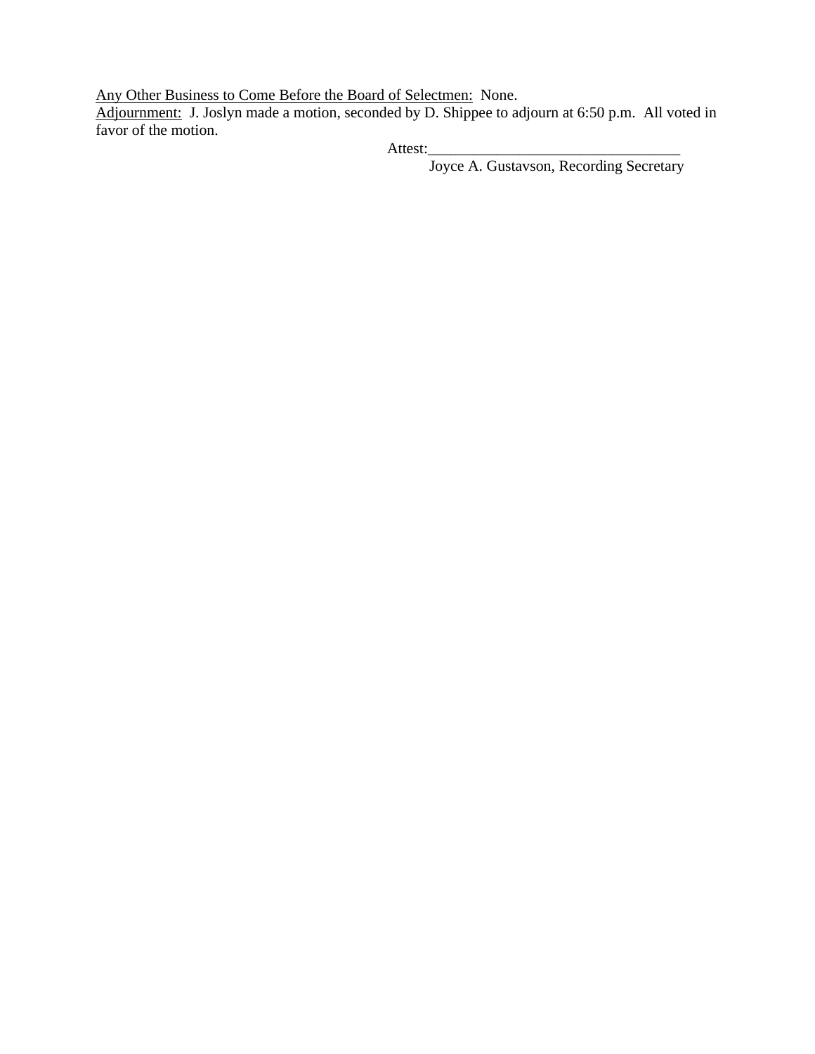<u>Any Other Business to Come Before the Board of Selectmen:</u> None.
<u>Adjournment:</u> J. Joslyn made a motion, seconded by D. Shippee to adjourn at 6:50 p.m. All voted in favor of the motion.

Attest:________________________________
Joyce A. Gustavson, Recording Secretary